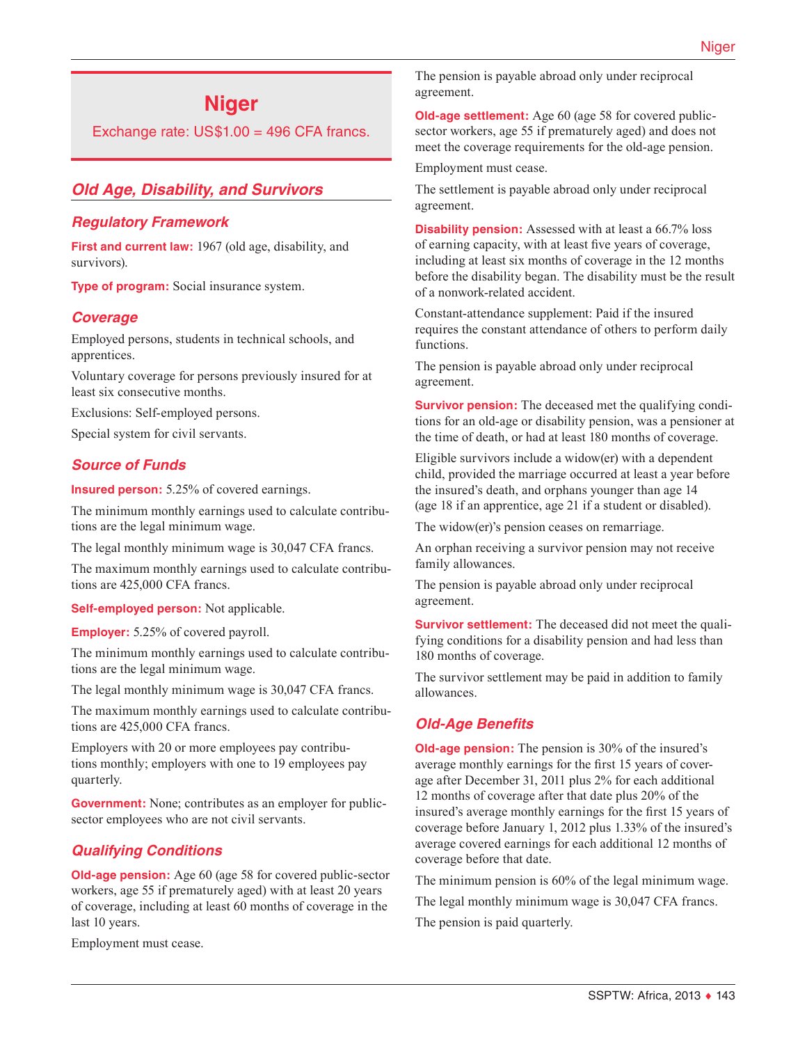# Niger

Exchange rate: US$1.00 = 496 CFA francs.

## Old Age, Disability, and Survivors

### Regulatory Framework

**First and current law:** 1967 (old age, disability, and survivors).

**Type of program:** Social insurance system.

### Coverage

Employed persons, students in technical schools, and apprentices.

Voluntary coverage for persons previously insured for at least six consecutive months.

Exclusions: Self-employed persons.

Special system for civil servants.

### Source of Funds

**Insured person:** 5.25% of covered earnings.

The minimum monthly earnings used to calculate contributions are the legal minimum wage.

The legal monthly minimum wage is 30,047 CFA francs.

The maximum monthly earnings used to calculate contributions are 425,000 CFA francs.

**Self-employed person:** Not applicable.

**Employer:** 5.25% of covered payroll.

The minimum monthly earnings used to calculate contributions are the legal minimum wage.

The legal monthly minimum wage is 30,047 CFA francs.

The maximum monthly earnings used to calculate contributions are 425,000 CFA francs.

Employers with 20 or more employees pay contributions monthly; employers with one to 19 employees pay quarterly.

**Government:** None; contributes as an employer for public-sector employees who are not civil servants.

### Qualifying Conditions

**Old-age pension:** Age 60 (age 58 for covered public-sector workers, age 55 if prematurely aged) with at least 20 years of coverage, including at least 60 months of coverage in the last 10 years.

Employment must cease.

The pension is payable abroad only under reciprocal agreement.

**Old-age settlement:** Age 60 (age 58 for covered public-sector workers, age 55 if prematurely aged) and does not meet the coverage requirements for the old-age pension.

Employment must cease.

The settlement is payable abroad only under reciprocal agreement.

**Disability pension:** Assessed with at least a 66.7% loss of earning capacity, with at least five years of coverage, including at least six months of coverage in the 12 months before the disability began. The disability must be the result of a nonwork-related accident.

Constant-attendance supplement: Paid if the insured requires the constant attendance of others to perform daily functions.

The pension is payable abroad only under reciprocal agreement.

**Survivor pension:** The deceased met the qualifying conditions for an old-age or disability pension, was a pensioner at the time of death, or had at least 180 months of coverage.

Eligible survivors include a widow(er) with a dependent child, provided the marriage occurred at least a year before the insured's death, and orphans younger than age 14 (age 18 if an apprentice, age 21 if a student or disabled).

The widow(er)'s pension ceases on remarriage.

An orphan receiving a survivor pension may not receive family allowances.

The pension is payable abroad only under reciprocal agreement.

**Survivor settlement:** The deceased did not meet the qualifying conditions for a disability pension and had less than 180 months of coverage.

The survivor settlement may be paid in addition to family allowances.

### Old-Age Benefits

**Old-age pension:** The pension is 30% of the insured's average monthly earnings for the first 15 years of coverage after December 31, 2011 plus 2% for each additional 12 months of coverage after that date plus 20% of the insured's average monthly earnings for the first 15 years of coverage before January 1, 2012 plus 1.33% of the insured's average covered earnings for each additional 12 months of coverage before that date.

The minimum pension is 60% of the legal minimum wage.

The legal monthly minimum wage is 30,047 CFA francs.

The pension is paid quarterly.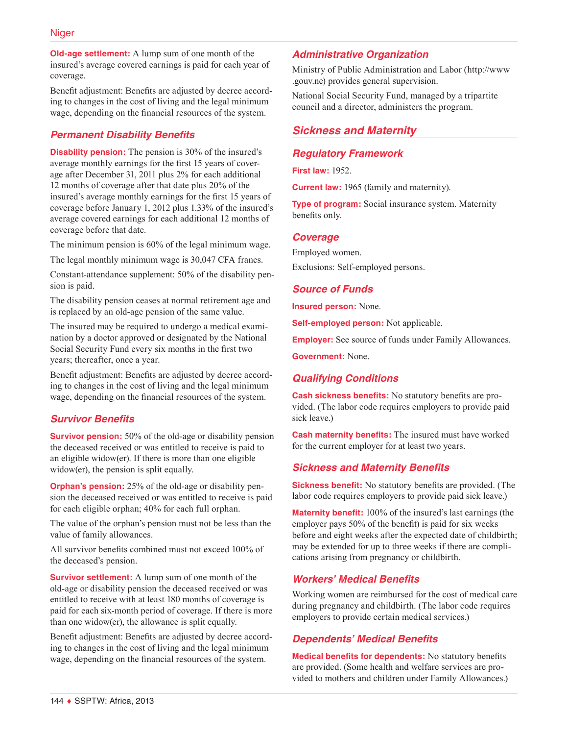**Old-age settlement:** A lump sum of one month of the insured's average covered earnings is paid for each year of coverage.

Benefit adjustment: Benefits are adjusted by decree according to changes in the cost of living and the legal minimum wage, depending on the financial resources of the system.

### Permanent Disability Benefits

**Disability pension:** The pension is 30% of the insured's average monthly earnings for the first 15 years of coverage after December 31, 2011 plus 2% for each additional 12 months of coverage after that date plus 20% of the insured's average monthly earnings for the first 15 years of coverage before January 1, 2012 plus 1.33% of the insured's average covered earnings for each additional 12 months of coverage before that date.

The minimum pension is 60% of the legal minimum wage.

The legal monthly minimum wage is 30,047 CFA francs.

Constant-attendance supplement: 50% of the disability pension is paid.

The disability pension ceases at normal retirement age and is replaced by an old-age pension of the same value.

The insured may be required to undergo a medical examination by a doctor approved or designated by the National Social Security Fund every six months in the first two years; thereafter, once a year.

Benefit adjustment: Benefits are adjusted by decree according to changes in the cost of living and the legal minimum wage, depending on the financial resources of the system.

### Survivor Benefits

**Survivor pension:** 50% of the old-age or disability pension the deceased received or was entitled to receive is paid to an eligible widow(er). If there is more than one eligible widow(er), the pension is split equally.

**Orphan's pension:** 25% of the old-age or disability pension the deceased received or was entitled to receive is paid for each eligible orphan; 40% for each full orphan.

The value of the orphan's pension must not be less than the value of family allowances.

All survivor benefits combined must not exceed 100% of the deceased's pension.

**Survivor settlement:** A lump sum of one month of the old-age or disability pension the deceased received or was entitled to receive with at least 180 months of coverage is paid for each six-month period of coverage. If there is more than one widow(er), the allowance is split equally.

Benefit adjustment: Benefits are adjusted by decree according to changes in the cost of living and the legal minimum wage, depending on the financial resources of the system.

### Administrative Organization

Ministry of Public Administration and Labor (http://www.gouv.ne) provides general supervision.

National Social Security Fund, managed by a tripartite council and a director, administers the program.

## Sickness and Maternity

### Regulatory Framework

**First law:** 1952.

**Current law:** 1965 (family and maternity).

**Type of program:** Social insurance system. Maternity benefits only.

### Coverage

Employed women.

Exclusions: Self-employed persons.

### Source of Funds

**Insured person:** None.

**Self-employed person:** Not applicable.

**Employer:** See source of funds under Family Allowances.

**Government:** None.

### Qualifying Conditions

**Cash sickness benefits:** No statutory benefits are provided. (The labor code requires employers to provide paid sick leave.)

**Cash maternity benefits:** The insured must have worked for the current employer for at least two years.

### Sickness and Maternity Benefits

**Sickness benefit:** No statutory benefits are provided. (The labor code requires employers to provide paid sick leave.)

**Maternity benefit:** 100% of the insured's last earnings (the employer pays 50% of the benefit) is paid for six weeks before and eight weeks after the expected date of childbirth; may be extended for up to three weeks if there are complications arising from pregnancy or childbirth.

### Workers' Medical Benefits

Working women are reimbursed for the cost of medical care during pregnancy and childbirth. (The labor code requires employers to provide certain medical services.)

### Dependents' Medical Benefits

**Medical benefits for dependents:** No statutory benefits are provided. (Some health and welfare services are provided to mothers and children under Family Allowances.)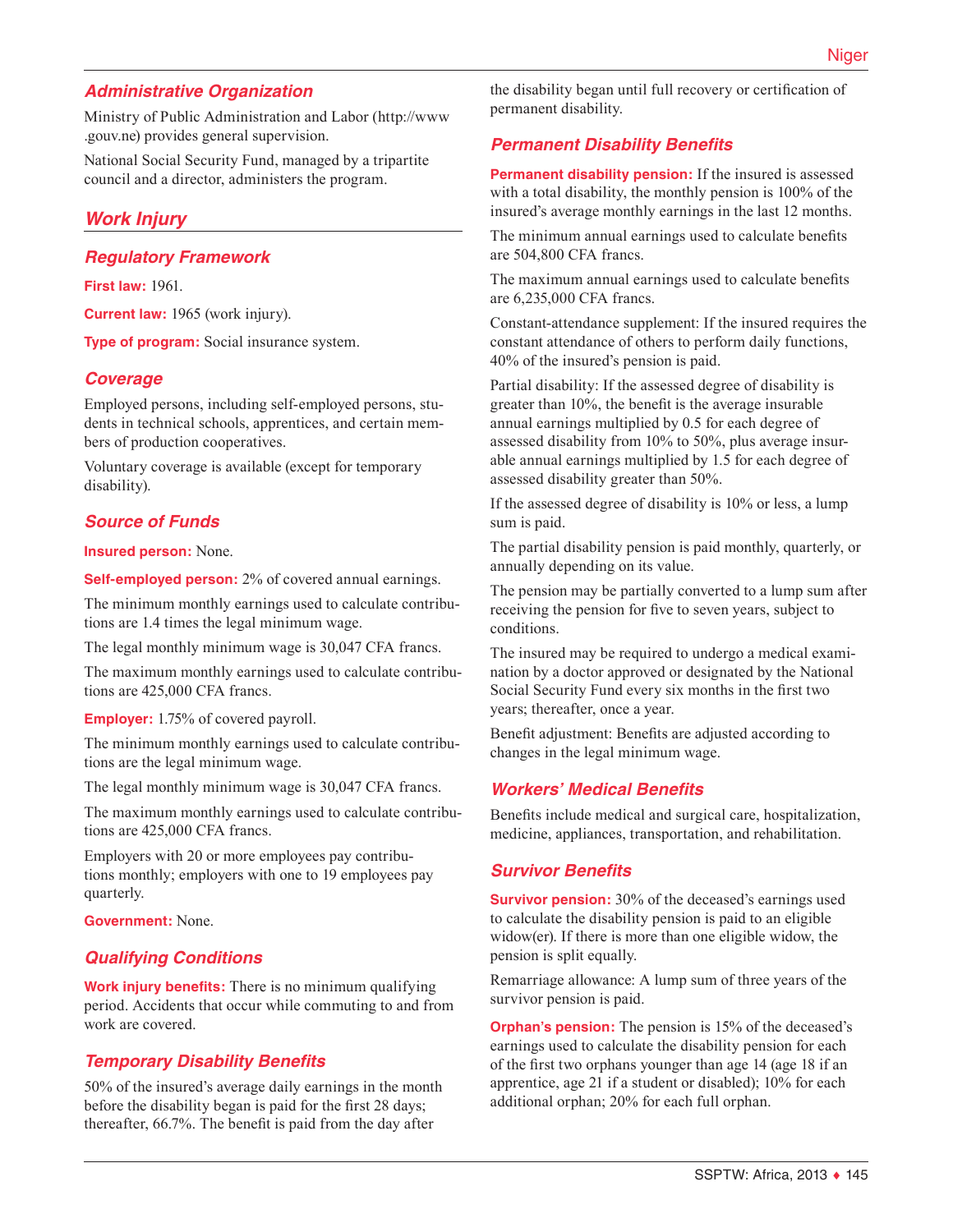## Administrative Organization

Ministry of Public Administration and Labor (http://www.gouv.ne) provides general supervision.

National Social Security Fund, managed by a tripartite council and a director, administers the program.

# Work Injury

## Regulatory Framework

**First law:** 1961.

**Current law:** 1965 (work injury).

**Type of program:** Social insurance system.

## Coverage

Employed persons, including self-employed persons, students in technical schools, apprentices, and certain members of production cooperatives.

Voluntary coverage is available (except for temporary disability).

## Source of Funds

**Insured person:** None.

**Self-employed person:** 2% of covered annual earnings.

The minimum monthly earnings used to calculate contributions are 1.4 times the legal minimum wage.

The legal monthly minimum wage is 30,047 CFA francs.

The maximum monthly earnings used to calculate contributions are 425,000 CFA francs.

**Employer:** 1.75% of covered payroll.

The minimum monthly earnings used to calculate contributions are the legal minimum wage.

The legal monthly minimum wage is 30,047 CFA francs.

The maximum monthly earnings used to calculate contributions are 425,000 CFA francs.

Employers with 20 or more employees pay contributions monthly; employers with one to 19 employees pay quarterly.

**Government:** None.

## Qualifying Conditions

**Work injury benefits:** There is no minimum qualifying period. Accidents that occur while commuting to and from work are covered.

## Temporary Disability Benefits

50% of the insured's average daily earnings in the month before the disability began is paid for the first 28 days; thereafter, 66.7%. The benefit is paid from the day after the disability began until full recovery or certification of permanent disability.

## Permanent Disability Benefits

**Permanent disability pension:** If the insured is assessed with a total disability, the monthly pension is 100% of the insured's average monthly earnings in the last 12 months.

The minimum annual earnings used to calculate benefits are 504,800 CFA francs.

The maximum annual earnings used to calculate benefits are 6,235,000 CFA francs.

Constant-attendance supplement: If the insured requires the constant attendance of others to perform daily functions, 40% of the insured's pension is paid.

Partial disability: If the assessed degree of disability is greater than 10%, the benefit is the average insurable annual earnings multiplied by 0.5 for each degree of assessed disability from 10% to 50%, plus average insurable annual earnings multiplied by 1.5 for each degree of assessed disability greater than 50%.

If the assessed degree of disability is 10% or less, a lump sum is paid.

The partial disability pension is paid monthly, quarterly, or annually depending on its value.

The pension may be partially converted to a lump sum after receiving the pension for five to seven years, subject to conditions.

The insured may be required to undergo a medical examination by a doctor approved or designated by the National Social Security Fund every six months in the first two years; thereafter, once a year.

Benefit adjustment: Benefits are adjusted according to changes in the legal minimum wage.

## Workers' Medical Benefits

Benefits include medical and surgical care, hospitalization, medicine, appliances, transportation, and rehabilitation.

## Survivor Benefits

**Survivor pension:** 30% of the deceased's earnings used to calculate the disability pension is paid to an eligible widow(er). If there is more than one eligible widow, the pension is split equally.

Remarriage allowance: A lump sum of three years of the survivor pension is paid.

**Orphan's pension:** The pension is 15% of the deceased's earnings used to calculate the disability pension for each of the first two orphans younger than age 14 (age 18 if an apprentice, age 21 if a student or disabled); 10% for each additional orphan; 20% for each full orphan.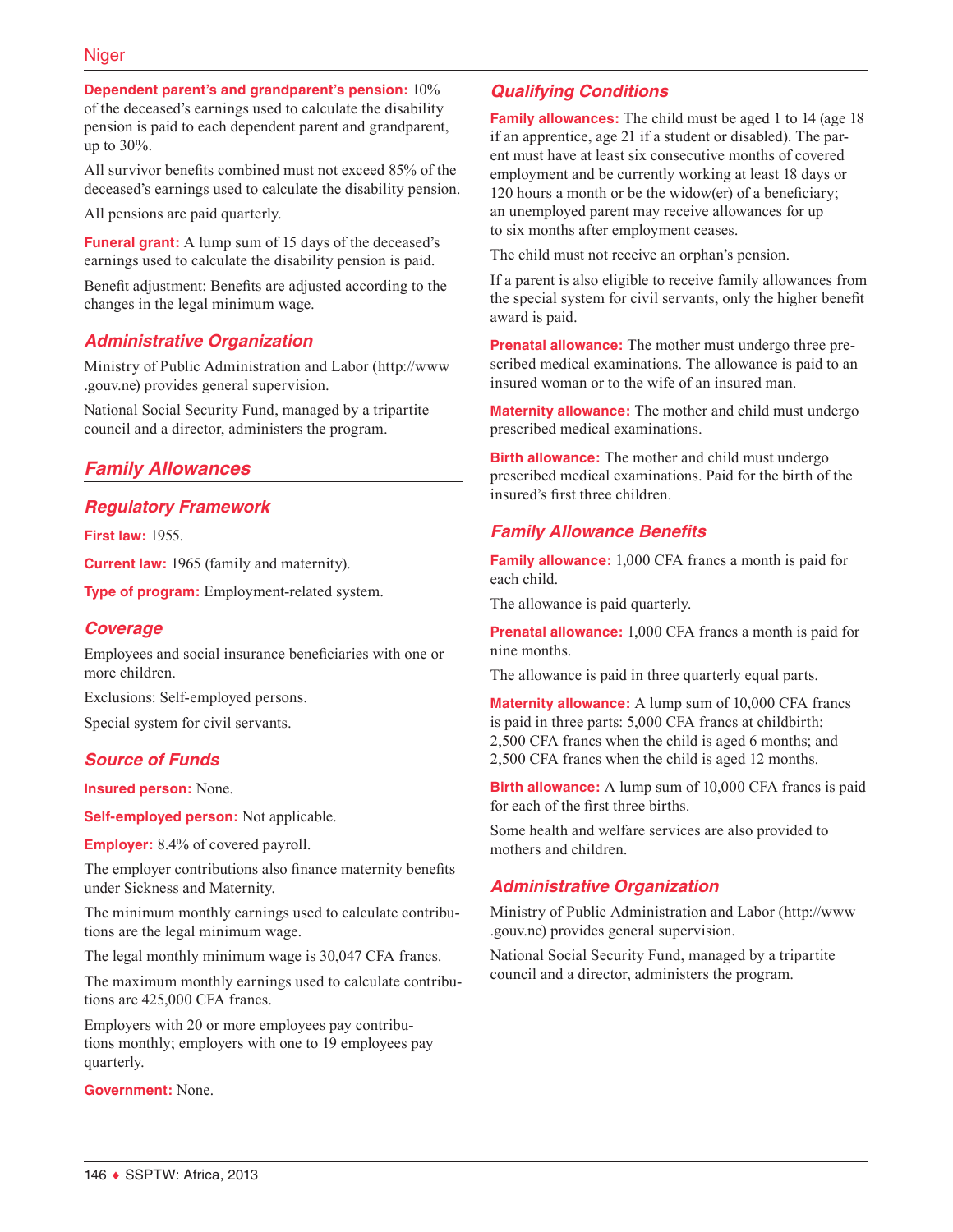**Dependent parent's and grandparent's pension:** 10% of the deceased's earnings used to calculate the disability pension is paid to each dependent parent and grandparent, up to 30%.

All survivor benefits combined must not exceed 85% of the deceased's earnings used to calculate the disability pension.

All pensions are paid quarterly.

**Funeral grant:** A lump sum of 15 days of the deceased's earnings used to calculate the disability pension is paid.

Benefit adjustment: Benefits are adjusted according to the changes in the legal minimum wage.

### Administrative Organization

Ministry of Public Administration and Labor (http://www.gouv.ne) provides general supervision.

National Social Security Fund, managed by a tripartite council and a director, administers the program.

## Family Allowances

### Regulatory Framework

**First law:** 1955.

**Current law:** 1965 (family and maternity).

**Type of program:** Employment-related system.

### Coverage

Employees and social insurance beneficiaries with one or more children.

Exclusions: Self-employed persons.

Special system for civil servants.

### Source of Funds

**Insured person:** None.

**Self-employed person:** Not applicable.

**Employer:** 8.4% of covered payroll.

The employer contributions also finance maternity benefits under Sickness and Maternity.

The minimum monthly earnings used to calculate contributions are the legal minimum wage.

The legal monthly minimum wage is 30,047 CFA francs.

The maximum monthly earnings used to calculate contributions are 425,000 CFA francs.

Employers with 20 or more employees pay contributions monthly; employers with one to 19 employees pay quarterly.

**Government:** None.

### Qualifying Conditions

**Family allowances:** The child must be aged 1 to 14 (age 18 if an apprentice, age 21 if a student or disabled). The parent must have at least six consecutive months of covered employment and be currently working at least 18 days or 120 hours a month or be the widow(er) of a beneficiary; an unemployed parent may receive allowances for up to six months after employment ceases.

The child must not receive an orphan's pension.

If a parent is also eligible to receive family allowances from the special system for civil servants, only the higher benefit award is paid.

**Prenatal allowance:** The mother must undergo three prescribed medical examinations. The allowance is paid to an insured woman or to the wife of an insured man.

**Maternity allowance:** The mother and child must undergo prescribed medical examinations.

**Birth allowance:** The mother and child must undergo prescribed medical examinations. Paid for the birth of the insured's first three children.

### Family Allowance Benefits

**Family allowance:** 1,000 CFA francs a month is paid for each child.

The allowance is paid quarterly.

**Prenatal allowance:** 1,000 CFA francs a month is paid for nine months.

The allowance is paid in three quarterly equal parts.

**Maternity allowance:** A lump sum of 10,000 CFA francs is paid in three parts: 5,000 CFA francs at childbirth; 2,500 CFA francs when the child is aged 6 months; and 2,500 CFA francs when the child is aged 12 months.

**Birth allowance:** A lump sum of 10,000 CFA francs is paid for each of the first three births.

Some health and welfare services are also provided to mothers and children.

### Administrative Organization

Ministry of Public Administration and Labor (http://www.gouv.ne) provides general supervision.

National Social Security Fund, managed by a tripartite council and a director, administers the program.